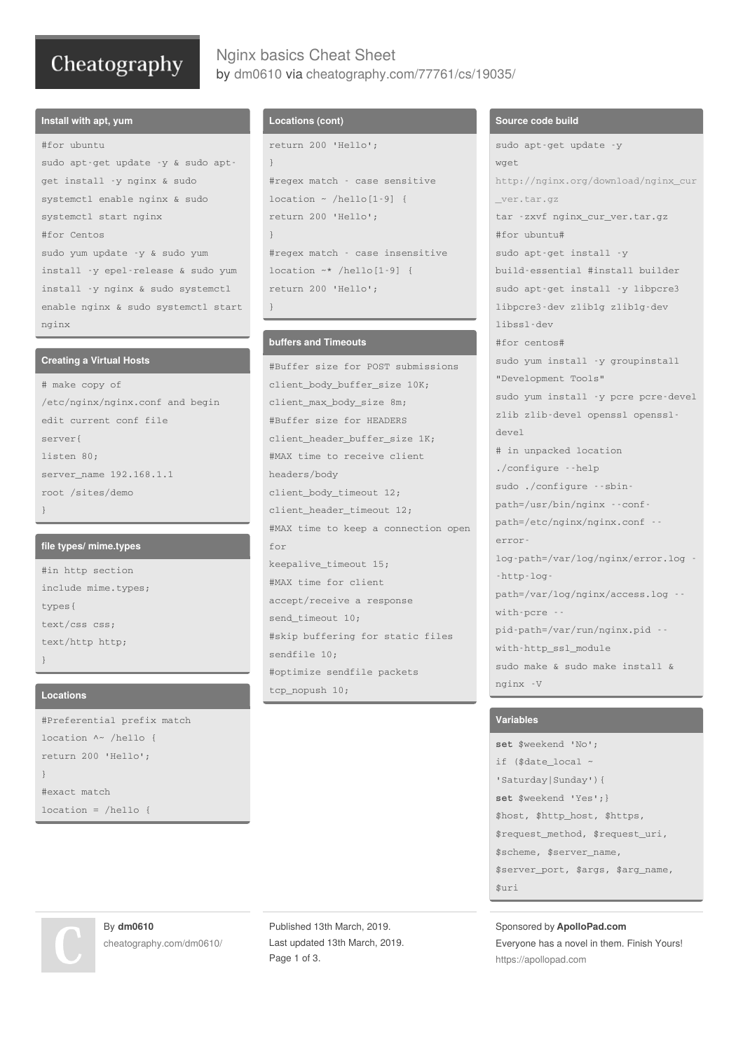# Nginx basics Cheat Sheet

by dm0610 via cheatography.com/77761/cs/19035/

## Install with apt, yum

```
#for ubuntu
sudo apt-get update -y & sudo apt-get install -y nginx & sudo systemctl enable nginx & sudo systemctl start nginx
#for Centos
sudo yum update -y & sudo yum install -y epel-release & sudo yum install -y nginx & sudo systemctl enable nginx & sudo systemctl start nginx
```

## Creating a Virtual Hosts

```
# make copy of /etc/nginx/nginx.conf and begin edit current conf file
server{
listen 80;
server_name 192.168.1.1
root /sites/demo
}
```

## file types/ mime.types

```
#in http section
include mime.types;
types{
text/css css;
text/http http;
}
```

## Locations

```
#Preferential prefix match
location ^~ /hello {
return 200 'Hello';
}
#exact match
location = /hello {
```

## Locations (cont)

```
return 200 'Hello';
}
#regex match - case sensitive
location ~ /hello[1-9] {
return 200 'Hello';
}
#regex match - case insensitive
location ~* /hello[1-9] {
return 200 'Hello';
}
```

## buffers and Timeouts

```
#Buffer size for POST submissions
client_body_buffer_size 10K;
client_max_body_size 8m;
#Buffer size for HEADERS
client_header_buffer_size 1K;
#MAX time to receive client headers/body
client_body_timeout 12;
client_header_timeout 12;
#MAX time to keep a connection open for
keepalive_timeout 15;
#MAX time for client accept/receive a response
send_timeout 10;
#skip buffering for static files
sendfile 10;
#optimize sendfile packets
tcp_nopush 10;
```

## Source code build

```
sudo apt-get update -y
wget http://nginx.org/download/nginx_cur_ver.tar.gz
tar -zxvf nginx_cur_ver.tar.gz
#for ubuntu#
sudo apt-get install -y build-essential #install builder
sudo apt-get install -y libpcre3 libpcre3-dev zlib1g zlib1g-dev libssl-dev
#for centos#
sudo yum install -y groupinstall "Development Tools"
sudo yum install -y pcre pcre-devel zlib zlib-devel openssl openssl-devel
# in unpacked location
./configure --help
sudo ./configure --sbin-path=/usr/bin/nginx --conf-path=/etc/nginx/nginx.conf --error-log-path=/var/log/nginx/error.log --http-log-path=/var/log/nginx/access.log --with-pcre --pid-path=/var/run/nginx.pid --with-http_ssl_module
sudo make & sudo make install & nginx -V
```

## Variables

```
set $weekend 'No';
if ($date_local ~ 'Saturday|Sunday'){
set $weekend 'Yes';}
$host, $http_host, $https, $request_method, $request_uri, $scheme, $server_name, $server_port, $args, $arg_name, $uri
```

By **dm0610**
cheatography.com/dm0610/

Published 13th March, 2019.
Last updated 13th March, 2019.

Sponsored by **ApolloPad.com**
Everyone has a novel in them. Finish Yours!
https://apollopad.com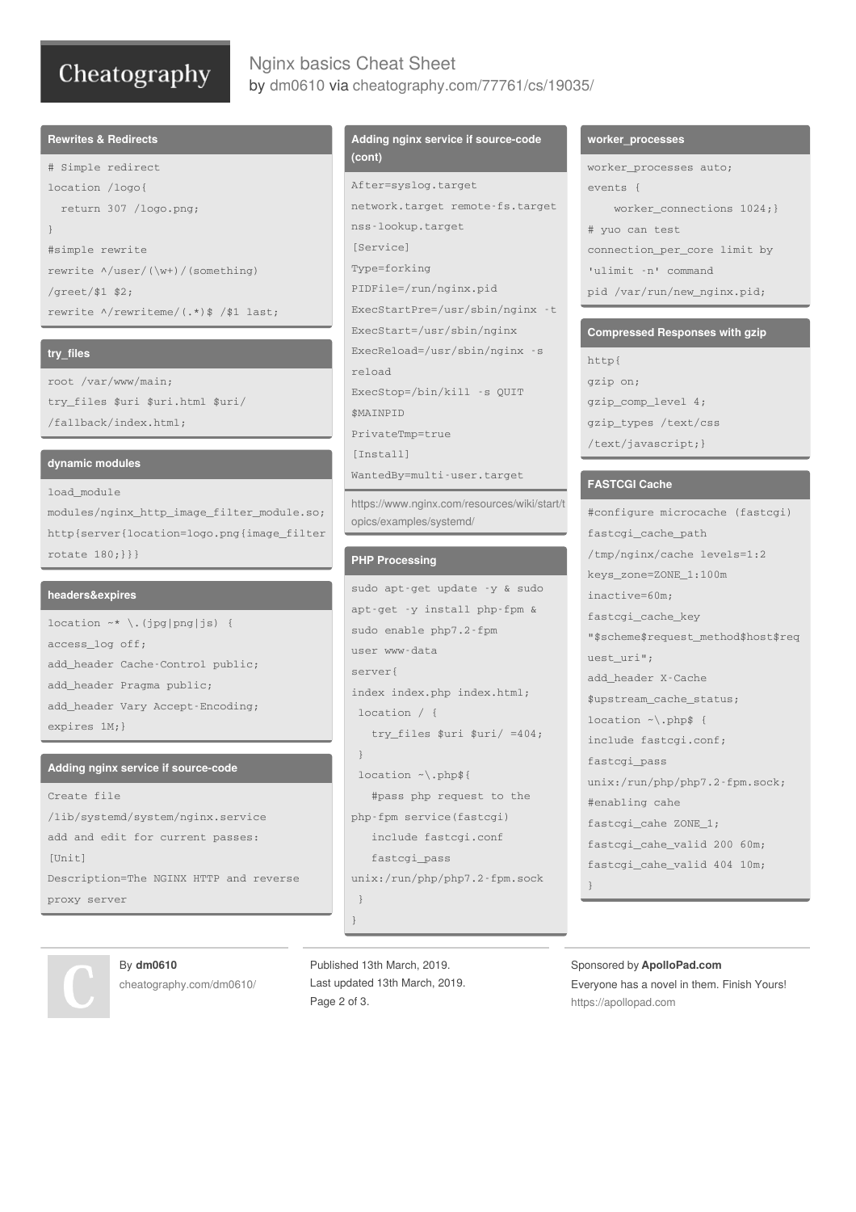# Nginx basics Cheat Sheet

by dm0610 via cheatography.com/77761/cs/19035/

## Rewrites & Redirects

```
# Simple redirect
location /logo{
  return 307 /logo.png;
}
#simple rewrite
rewrite ^/user/(\w+)/(something)
/greet/$1 $2;
rewrite ^/rewriteme/(.*)$ /$1 last;
```

## try_files

```
root /var/www/main;
try_files $uri $uri.html $uri/
/fallback/index.html;
```

## dynamic modules

```
load_module
modules/nginx_http_image_filter_module.so;
http{server{location=logo.png{image_filter
rotate 180;}}}
```

## headers&expires

```
location ~* \.(jpg|png|js) {
access_log off;
add_header Cache-Control public;
add_header Pragma public;
add_header Vary Accept-Encoding;
expires 1M;}
```

## Adding nginx service if source-code

```
Create file
/lib/systemd/system/nginx.service
add and edit for current passes:
[Unit]
Description=The NGINX HTTP and reverse
proxy server
```

## Adding nginx service if source-code (cont)

```
After=syslog.target
network.target remote-fs.target
nss-lookup.target
[Service]
Type=forking
PIDFile=/run/nginx.pid
ExecStartPre=/usr/sbin/nginx -t
ExecStart=/usr/sbin/nginx
ExecReload=/usr/sbin/nginx -s
reload
ExecStop=/bin/kill -s QUIT
$MAINPID
PrivateTmp=true
[Install]
WantedBy=multi-user.target
```

https://www.nginx.com/resources/wiki/start/topics/examples/systemd/

## PHP Processing

```
sudo apt-get update -y & sudo
apt-get -y install php-fpm &
sudo enable php7.2-fpm
user www-data
server{
index index.php index.html;
 location / {
   try_files $uri $uri/ =404;
 }
 location ~\.php${
   #pass php request to the
php-fpm service(fastcgi)
   include fastcgi.conf
   fastcgi_pass
unix:/run/php/php7.2-fpm.sock
 }
}
```

## worker_processes

```
worker_processes auto;
events {
    worker_connections 1024;}
# yuo can test
connection_per_core limit by
'ulimit -n' command
pid /var/run/new_nginx.pid;
```

## Compressed Responses with gzip

```
http{
gzip on;
gzip_comp_level 4;
gzip_types /text/css
/text/javascript;}
```

## FASTCGI Cache

```
#configure microcache (fastcgi)
fastcgi_cache_path
/tmp/nginx/cache levels=1:2
keys_zone=ZONE_1:100m
inactive=60m;
fastcgi_cache_key
"$scheme$request_method$host$req
uest_uri";
add_header X-Cache
$upstream_cache_status;
location ~\.php$ {
include fastcgi.conf;
fastcgi_pass
unix:/run/php/php7.2-fpm.sock;
#enabling cahe
fastcgi_cahe ZONE_1;
fastcgi_cahe_valid 200 60m;
fastcgi_cahe_valid 404 10m;
}
```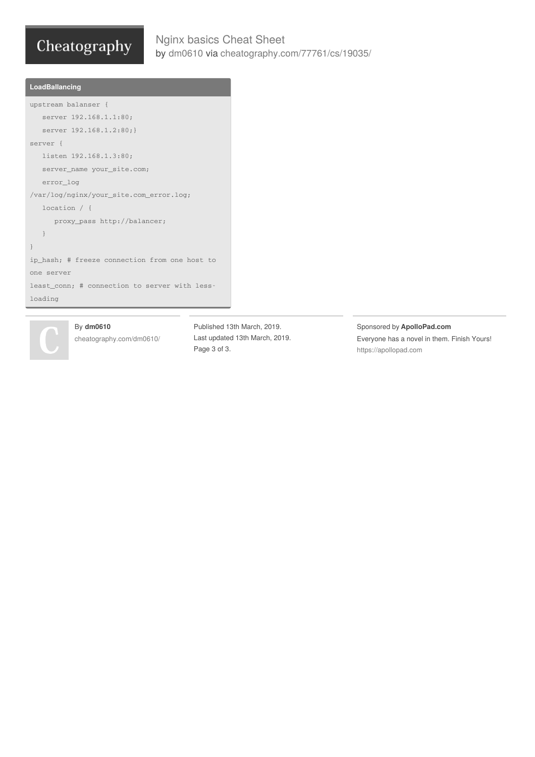### LoadBallancing

```
upstream balanser {
   server 192.168.1.1:80;
   server 192.168.1.2:80;}
server {
   listen 192.168.1.3:80;
   server_name your_site.com;
   error_log
/var/log/nginx/your_site.com_error.log;
   location / {
      proxy_pass http://balancer;
   }
}
ip_hash; # freeze connection from one host to
one server
least_conn; # connection to server with less-
loading
```

By **dm0610**
cheatography.com/dm0610/

Published 13th March, 2019.
Last updated 13th March, 2019.

Sponsored by **ApolloPad.com**
Everyone has a novel in them. Finish Yours!
https://apollopad.com